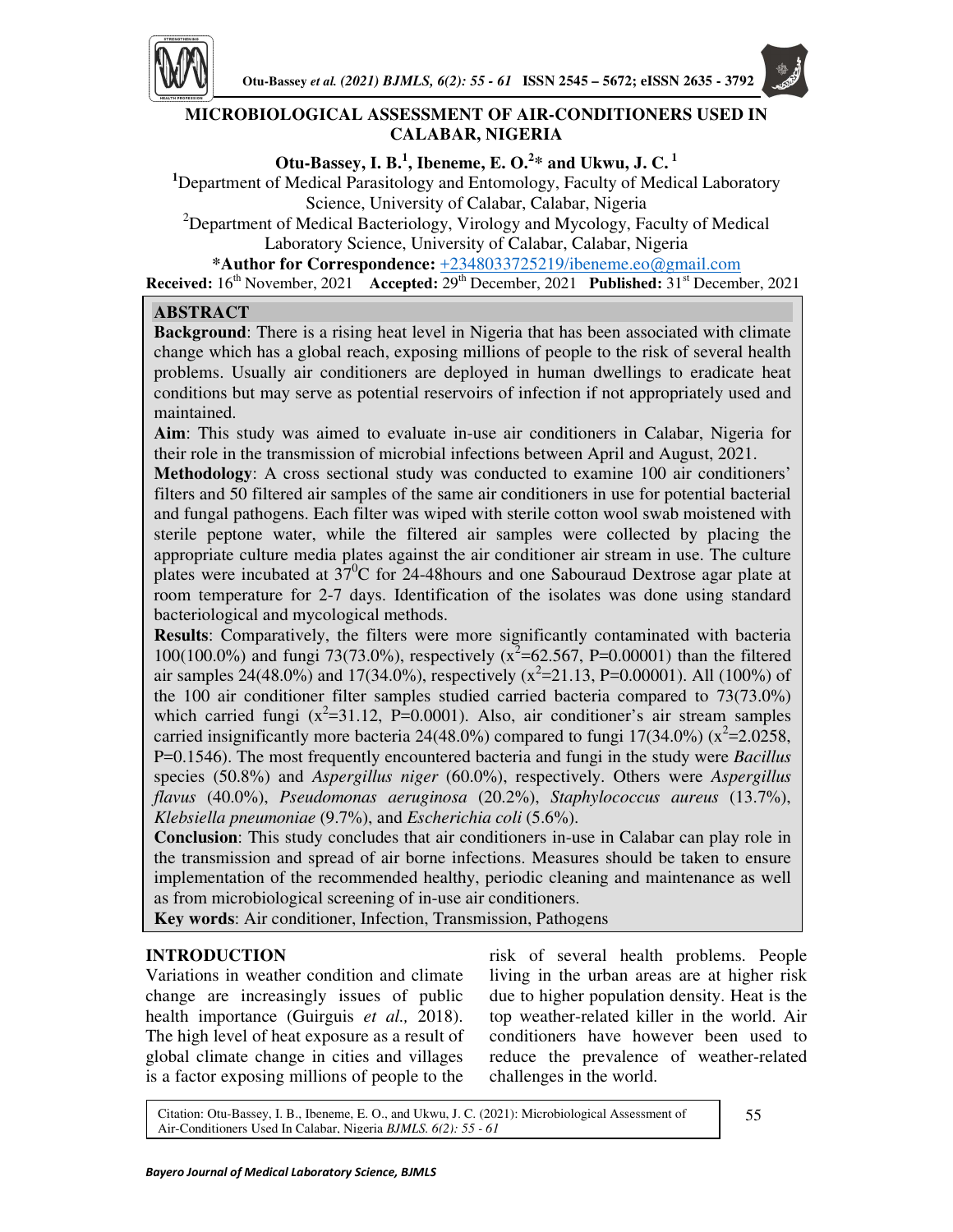# MICROBIOLOGICAL ASSESSMENT OF AIR-CONDITIONERS USED IN CALABAR, NIGERIA

**Otu-Bassey, I. B.[1], Ibeneme, E. O.[2]\* and Ukwu, J. C.[1]**

[1]Department of Medical Parasitology and Entomology, Faculty of Medical Laboratory Science, University of Calabar, Calabar, Nigeria

[2]Department of Medical Bacteriology, Virology and Mycology, Faculty of Medical Laboratory Science, University of Calabar, Calabar, Nigeria

**\*Author for Correspondence:** +2348033725219/ibeneme.eo@gmail.com

**Received:** 16th November, 2021 **Accepted:** 29th December, 2021 **Published:** 31st December, 2021

## ABSTRACT

**Background**: There is a rising heat level in Nigeria that has been associated with climate change which has a global reach, exposing millions of people to the risk of several health problems. Usually air conditioners are deployed in human dwellings to eradicate heat conditions but may serve as potential reservoirs of infection if not appropriately used and maintained.

**Aim**: This study was aimed to evaluate in-use air conditioners in Calabar, Nigeria for their role in the transmission of microbial infections between April and August, 2021.

**Methodology**: A cross sectional study was conducted to examine 100 air conditioners' filters and 50 filtered air samples of the same air conditioners in use for potential bacterial and fungal pathogens. Each filter was wiped with sterile cotton wool swab moistened with sterile peptone water, while the filtered air samples were collected by placing the appropriate culture media plates against the air conditioner air stream in use. The culture plates were incubated at $37^0$C for 24-48hours and one Sabouraud Dextrose agar plate at room temperature for 2-7 days. Identification of the isolates was done using standard bacteriological and mycological methods.

**Results**: Comparatively, the filters were more significantly contaminated with bacteria 100(100.0%) and fungi 73(73.0%), respectively ($x^2$=62.567, P=0.00001) than the filtered air samples 24(48.0%) and 17(34.0%), respectively ($x^2$=21.13, P=0.00001). All (100%) of the 100 air conditioner filter samples studied carried bacteria compared to 73(73.0%) which carried fungi ($x^2$=31.12, P=0.0001). Also, air conditioner's air stream samples carried insignificantly more bacteria 24(48.0%) compared to fungi 17(34.0%) ($x^2$=2.0258, P=0.1546). The most frequently encountered bacteria and fungi in the study were *Bacillus* species (50.8%) and *Aspergillus niger* (60.0%), respectively. Others were *Aspergillus flavus* (40.0%), *Pseudomonas aeruginosa* (20.2%), *Staphylococcus aureus* (13.7%), *Klebsiella pneumoniae* (9.7%), and *Escherichia coli* (5.6%).

**Conclusion**: This study concludes that air conditioners in-use in Calabar can play role in the transmission and spread of air borne infections. Measures should be taken to ensure implementation of the recommended healthy, periodic cleaning and maintenance as well as from microbiological screening of in-use air conditioners.

**Key words**: Air conditioner, Infection, Transmission, Pathogens

## INTRODUCTION

Variations in weather condition and climate change are increasingly issues of public health importance (Guirguis *et al.,* 2018). The high level of heat exposure as a result of global climate change in cities and villages is a factor exposing millions of people to the risk of several health problems. People living in the urban areas are at higher risk due to higher population density. Heat is the top weather-related killer in the world. Air conditioners have however been used to reduce the prevalence of weather-related challenges in the world.

Citation: Otu-Bassey, I. B., Ibeneme, E. O., and Ukwu, J. C. (2021): Microbiological Assessment of Air-Conditioners Used In Calabar, Nigeria *BJMLS. 6(2): 55 - 61*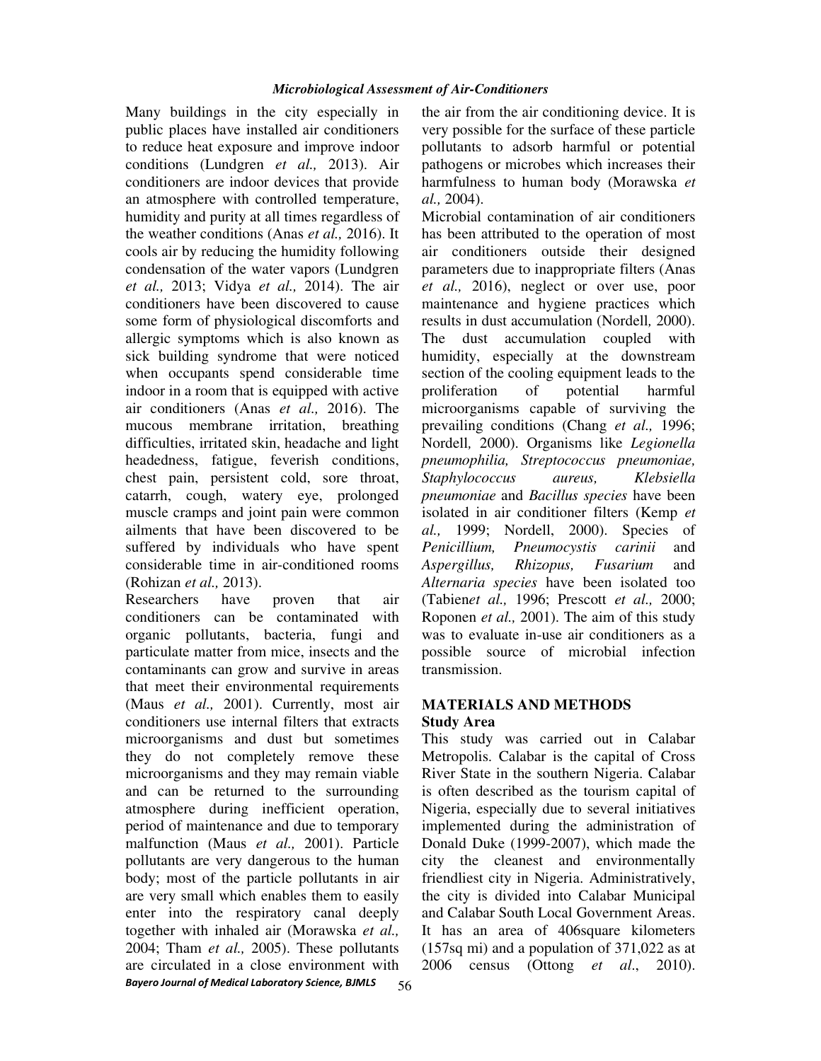Many buildings in the city especially in public places have installed air conditioners to reduce heat exposure and improve indoor conditions (Lundgren *et al.,* 2013). Air conditioners are indoor devices that provide an atmosphere with controlled temperature, humidity and purity at all times regardless of the weather conditions (Anas *et al.,* 2016). It cools air by reducing the humidity following condensation of the water vapors (Lundgren *et al.,* 2013; Vidya *et al.,* 2014). The air conditioners have been discovered to cause some form of physiological discomforts and allergic symptoms which is also known as sick building syndrome that were noticed when occupants spend considerable time indoor in a room that is equipped with active air conditioners (Anas *et al.,* 2016). The mucous membrane irritation, breathing difficulties, irritated skin, headache and light headedness, fatigue, feverish conditions, chest pain, persistent cold, sore throat, catarrh, cough, watery eye, prolonged muscle cramps and joint pain were common ailments that have been discovered to be suffered by individuals who have spent considerable time in air-conditioned rooms (Rohizan *et al.,* 2013).

Researchers have proven that air conditioners can be contaminated with organic pollutants, bacteria, fungi and particulate matter from mice, insects and the contaminants can grow and survive in areas that meet their environmental requirements (Maus *et al.,* 2001). Currently, most air conditioners use internal filters that extracts microorganisms and dust but sometimes they do not completely remove these microorganisms and they may remain viable and can be returned to the surrounding atmosphere during inefficient operation, period of maintenance and due to temporary malfunction (Maus *et al.,* 2001). Particle pollutants are very dangerous to the human body; most of the particle pollutants in air are very small which enables them to easily enter into the respiratory canal deeply together with inhaled air (Morawska *et al.,* 2004; Tham *et al.,* 2005). These pollutants are circulated in a close environment with the air from the air conditioning device. It is very possible for the surface of these particle pollutants to adsorb harmful or potential pathogens or microbes which increases their harmfulness to human body (Morawska *et al.,* 2004).

Microbial contamination of air conditioners has been attributed to the operation of most air conditioners outside their designed parameters due to inappropriate filters (Anas *et al.,* 2016), neglect or over use, poor maintenance and hygiene practices which results in dust accumulation (Nordell*,* 2000). The dust accumulation coupled with humidity, especially at the downstream section of the cooling equipment leads to the proliferation of potential harmful microorganisms capable of surviving the prevailing conditions (Chang *et al.,* 1996; Nordell*,* 2000). Organisms like *Legionella pneumophilia, Streptococcus pneumoniae, Staphylococcus aureus, Klebsiella pneumoniae* and *Bacillus species* have been isolated in air conditioner filters (Kemp *et al.,* 1999; Nordell, 2000). Species of *Penicillium, Pneumocystis carinii* and *Aspergillus, Rhizopus, Fusarium* and *Alternaria species* have been isolated too (Tabien*et al.,* 1996; Prescott *et al.,* 2000; Roponen *et al.,* 2001). The aim of this study was to evaluate in-use air conditioners as a possible source of microbial infection transmission.

## MATERIALS AND METHODS

### Study Area

This study was carried out in Calabar Metropolis. Calabar is the capital of Cross River State in the southern Nigeria. Calabar is often described as the tourism capital of Nigeria, especially due to several initiatives implemented during the administration of Donald Duke (1999-2007), which made the city the cleanest and environmentally friendliest city in Nigeria. Administratively, the city is divided into Calabar Municipal and Calabar South Local Government Areas. It has an area of 406square kilometers (157sq mi) and a population of 371,022 as at 2006 census (Ottong *et al*., 2010).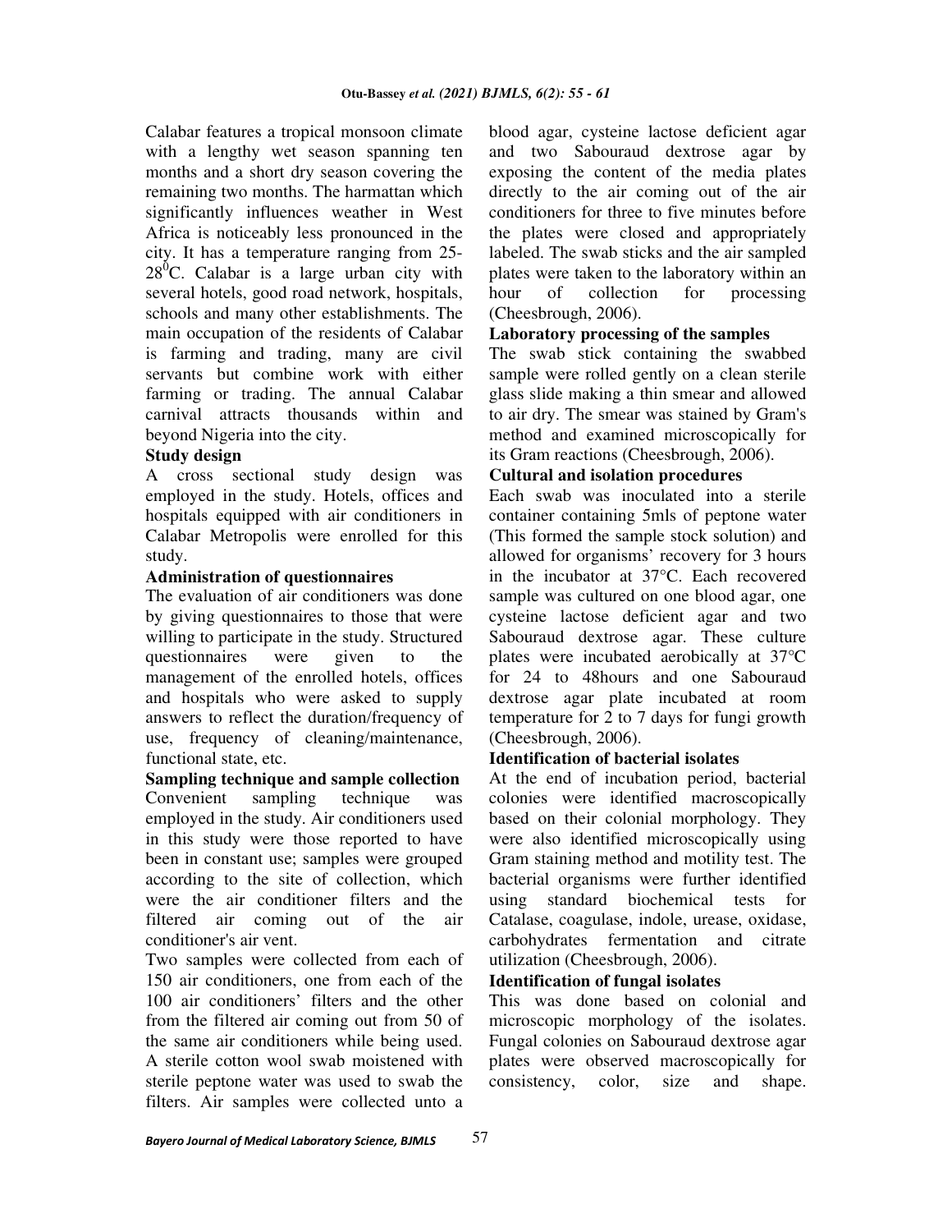Calabar features a tropical monsoon climate with a lengthy wet season spanning ten months and a short dry season covering the remaining two months. The harmattan which significantly influences weather in West Africa is noticeably less pronounced in the city. It has a temperature ranging from 25-28$^{0}$C. Calabar is a large urban city with several hotels, good road network, hospitals, schools and many other establishments. The main occupation of the residents of Calabar is farming and trading, many are civil servants but combine work with either farming or trading. The annual Calabar carnival attracts thousands within and beyond Nigeria into the city.

**Study design**

A cross sectional study design was employed in the study. Hotels, offices and hospitals equipped with air conditioners in Calabar Metropolis were enrolled for this study.

**Administration of questionnaires**

The evaluation of air conditioners was done by giving questionnaires to those that were willing to participate in the study. Structured questionnaires were given to the management of the enrolled hotels, offices and hospitals who were asked to supply answers to reflect the duration/frequency of use, frequency of cleaning/maintenance, functional state, etc.

**Sampling technique and sample collection**

Convenient sampling technique was employed in the study. Air conditioners used in this study were those reported to have been in constant use; samples were grouped according to the site of collection, which were the air conditioner filters and the filtered air coming out of the air conditioner's air vent.

Two samples were collected from each of 150 air conditioners, one from each of the 100 air conditioners' filters and the other from the filtered air coming out from 50 of the same air conditioners while being used. A sterile cotton wool swab moistened with sterile peptone water was used to swab the filters. Air samples were collected unto a blood agar, cysteine lactose deficient agar and two Sabouraud dextrose agar by exposing the content of the media plates directly to the air coming out of the air conditioners for three to five minutes before the plates were closed and appropriately labeled. The swab sticks and the air sampled plates were taken to the laboratory within an hour of collection for processing (Cheesbrough, 2006).

**Laboratory processing of the samples**

The swab stick containing the swabbed sample were rolled gently on a clean sterile glass slide making a thin smear and allowed to air dry. The smear was stained by Gram's method and examined microscopically for its Gram reactions (Cheesbrough, 2006).

**Cultural and isolation procedures**

Each swab was inoculated into a sterile container containing 5mls of peptone water (This formed the sample stock solution) and allowed for organisms' recovery for 3 hours in the incubator at 37°C. Each recovered sample was cultured on one blood agar, one cysteine lactose deficient agar and two Sabouraud dextrose agar. These culture plates were incubated aerobically at 37°C for 24 to 48hours and one Sabouraud dextrose agar plate incubated at room temperature for 2 to 7 days for fungi growth (Cheesbrough, 2006).

**Identification of bacterial isolates**

At the end of incubation period, bacterial colonies were identified macroscopically based on their colonial morphology. They were also identified microscopically using Gram staining method and motility test. The bacterial organisms were further identified using standard biochemical tests for Catalase, coagulase, indole, urease, oxidase, carbohydrates fermentation and citrate utilization (Cheesbrough, 2006).

**Identification of fungal isolates**

This was done based on colonial and microscopic morphology of the isolates. Fungal colonies on Sabouraud dextrose agar plates were observed macroscopically for consistency, color, size and shape.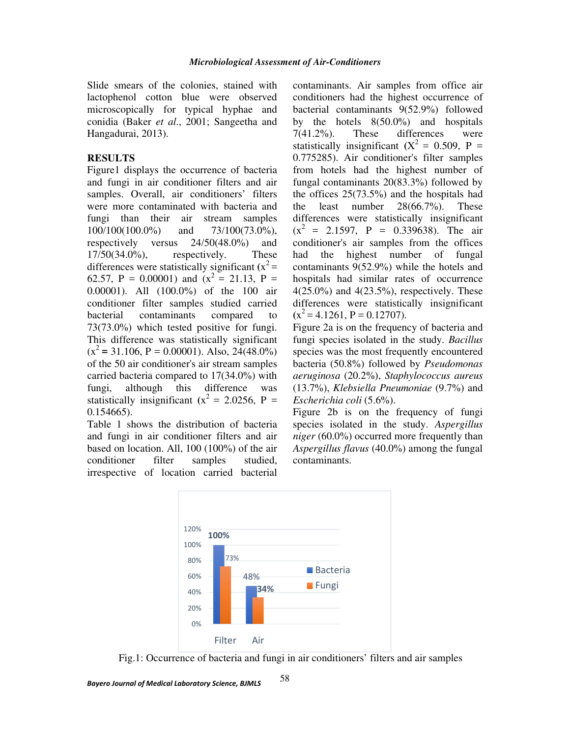Slide smears of the colonies, stained with lactophenol cotton blue were observed microscopically for typical hyphae and conidia (Baker *et al*., 2001; Sangeetha and Hangadurai, 2013).

## RESULTS

Figure1 displays the occurrence of bacteria and fungi in air conditioner filters and air samples. Overall, air conditioners' filters were more contaminated with bacteria and fungi than their air stream samples 100/100(100.0%) and 73/100(73.0%), respectively versus 24/50(48.0%) and 17/50(34.0%), respectively. These differences were statistically significant ($x^2$ = 62.57, P = 0.00001) and ($x^2$ = 21.13, P = 0.00001). All (100.0%) of the 100 air conditioner filter samples studied carried bacterial contaminants compared to 73(73.0%) which tested positive for fungi. This difference was statistically significant ($x^2$ **=** 31.106, P = 0.00001). Also, 24(48.0%) of the 50 air conditioner's air stream samples carried bacteria compared to 17(34.0%) with fungi, although this difference was statistically insignificant ($x^2$ = 2.0256, P = 0.154665).

Table 1 shows the distribution of bacteria and fungi in air conditioner filters and air based on location. All, 100 (100%) of the air conditioner filter samples studied, irrespective of location carried bacterial contaminants. Air samples from office air conditioners had the highest occurrence of bacterial contaminants 9(52.9%) followed by the hotels 8(50.0%) and hospitals 7(41.2%). These differences were statistically insignificant ($X^2$ = 0.509, P = 0.775285). Air conditioner's filter samples from hotels had the highest number of fungal contaminants 20(83.3%) followed by the offices 25(73.5%) and the hospitals had the least number 28(66.7%). These differences were statistically insignificant ($x^2$ = 2.1597, P = 0.339638). The air conditioner's air samples from the offices had the highest number of fungal contaminants 9(52.9%) while the hotels and hospitals had similar rates of occurrence 4(25.0%) and 4(23.5%), respectively. These differences were statistically insignificant ($x^2$ = 4.1261, P = 0.12707).

Figure 2a is on the frequency of bacteria and fungi species isolated in the study. *Bacillus* species was the most frequently encountered bacteria (50.8%) followed by *Pseudomonas aeruginosa* (20.2%), *Staphylococcus aureus* (13.7%), *Klebsiella Pneumoniae* (9.7%) and *Escherichia coli* (5.6%).

Figure 2b is on the frequency of fungi species isolated in the study. *Aspergillus niger* (60.0%) occurred more frequently than *Aspergillus flavus* (40.0%) among the fungal contaminants.

Fig.1: Occurrence of bacteria and fungi in air conditioners' filters and air samples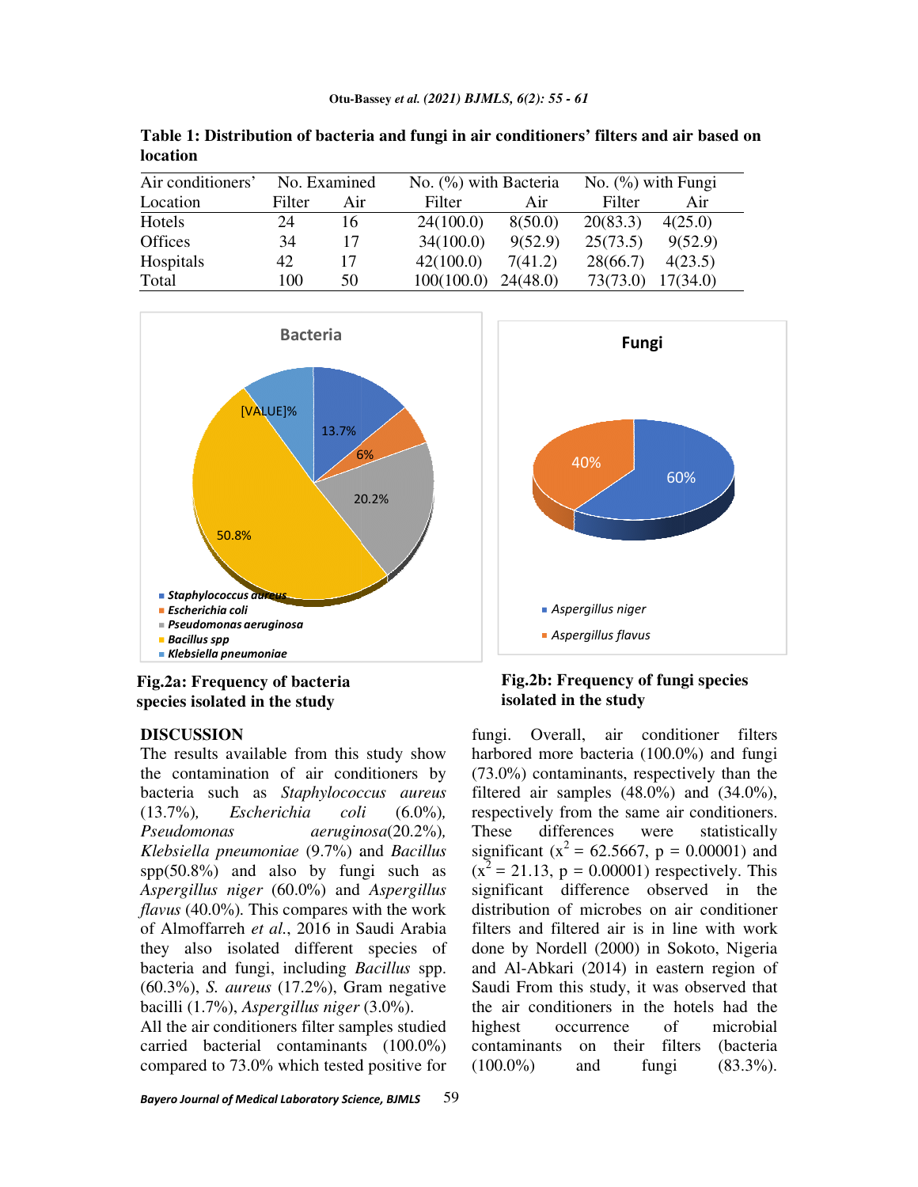**Table 1: Distribution of bacteria and fungi in air conditioners' filters and air based on location**

| Air conditioners' | No. Examined | | No. (%) with Bacteria | | No. (%) with Fungi | |
|---|---|---|---|---|---|---|
| Location | Filter | Air | Filter | Air | Filter | Air |
| Hotels | 24 | 16 | 24(100.0) | 8(50.0) | 20(83.3) | 4(25.0) |
| Offices | 34 | 17 | 34(100.0) | 9(52.9) | 25(73.5) | 9(52.9) |
| Hospitals | 42 | 17 | 42(100.0) | 7(41.2) | 28(66.7) | 4(23.5) |
| Total | 100 | 50 | 100(100.0) | 24(48.0) | 73(73.0) | 17(34.0) |

**Fig.2a: Frequency of bacteria species isolated in the study**

**Fig.2b: Frequency of fungi species isolated in the study**

## DISCUSSION

The results available from this study show the contamination of air conditioners by bacteria such as *Staphylococcus aureus* (13.7%), *Escherichia coli* (6.0%), *Pseudomonas aeruginosa*(20.2%), *Klebsiella pneumoniae* (9.7%) and *Bacillus* spp(50.8%) and also by fungi such as *Aspergillus niger* (60.0%) and *Aspergillus flavus* (40.0%). This compares with the work of Almoffarreh *et al.*, 2016 in Saudi Arabia they also isolated different species of bacteria and fungi, including *Bacillus* spp. (60.3%), *S. aureus* (17.2%), Gram negative bacilli (1.7%), *Aspergillus niger* (3.0%).

All the air conditioners filter samples studied carried bacterial contaminants (100.0%) compared to 73.0% which tested positive for fungi. Overall, air conditioner filters harbored more bacteria (100.0%) and fungi (73.0%) contaminants, respectively than the filtered air samples (48.0%) and (34.0%), respectively from the same air conditioners. These differences were statistically significant ($x^2$ = 62.5667, p = 0.00001) and ($x^2$ = 21.13, p = 0.00001) respectively. This significant difference observed in the distribution of microbes on air conditioner filters and filtered air is in line with work done by Nordell (2000) in Sokoto, Nigeria and Al-Abkari (2014) in eastern region of Saudi From this study, it was observed that the air conditioners in the hotels had the highest occurrence of microbial contaminants on their filters (bacteria (100.0%) and fungi (83.3%).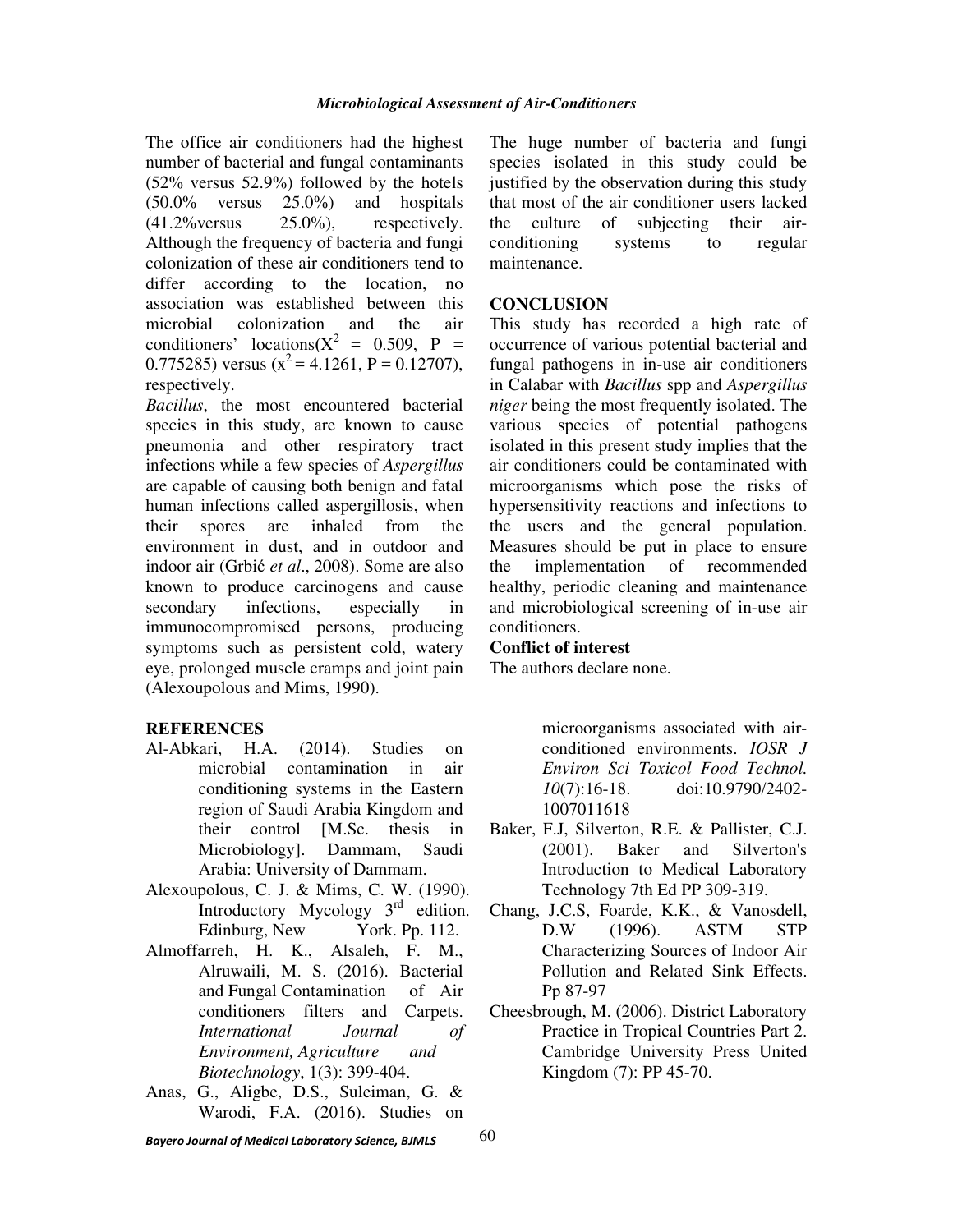The office air conditioners had the highest number of bacterial and fungal contaminants (52% versus 52.9%) followed by the hotels (50.0% versus 25.0%) and hospitals (41.2%versus 25.0%), respectively. Although the frequency of bacteria and fungi colonization of these air conditioners tend to differ according to the location, no association was established between this microbial colonization and the air conditioners' locations($X^2$ = 0.509, P = 0.775285) versus ($x^2$ = 4.1261, P = 0.12707), respectively.

*Bacillus*, the most encountered bacterial species in this study, are known to cause pneumonia and other respiratory tract infections while a few species of *Aspergillus* are capable of causing both benign and fatal human infections called aspergillosis, when their spores are inhaled from the environment in dust, and in outdoor and indoor air (Grbić *et al*., 2008). Some are also known to produce carcinogens and cause secondary infections, especially in immunocompromised persons, producing symptoms such as persistent cold, watery eye, prolonged muscle cramps and joint pain (Alexoupolous and Mims, 1990).

The huge number of bacteria and fungi species isolated in this study could be justified by the observation during this study that most of the air conditioner users lacked the culture of subjecting their air-conditioning systems to regular maintenance.

## CONCLUSION

This study has recorded a high rate of occurrence of various potential bacterial and fungal pathogens in in-use air conditioners in Calabar with *Bacillus* spp and *Aspergillus niger* being the most frequently isolated. The various species of potential pathogens isolated in this present study implies that the air conditioners could be contaminated with microorganisms which pose the risks of hypersensitivity reactions and infections to the users and the general population. Measures should be put in place to ensure the implementation of recommended healthy, periodic cleaning and maintenance and microbiological screening of in-use air conditioners.

**Conflict of interest**

The authors declare none.

## REFERENCES

Al-Abkari, H.A. (2014). Studies on microbial contamination in air conditioning systems in the Eastern region of Saudi Arabia Kingdom and their control [M.Sc. thesis in Microbiology]. Dammam, Saudi Arabia: University of Dammam.

Alexoupolous, C. J. & Mims, C. W. (1990). Introductory Mycology 3rd edition. Edinburg, New York. Pp. 112.

Almoffarreh, H. K., Alsaleh, F. M., Alruwaili, M. S. (2016). Bacterial and Fungal Contamination of Air conditioners filters and Carpets. *International Journal of Environment, Agriculture and Biotechnology*, 1(3): 399-404.

Anas, G., Aligbe, D.S., Suleiman, G. & Warodi, F.A. (2016). Studies on microorganisms associated with air-conditioned environments. *IOSR J Environ Sci Toxicol Food Technol. 10*(7):16-18. doi:10.9790/2402-1007011618

Baker, F.J, Silverton, R.E. & Pallister, C.J. (2001). Baker and Silverton's Introduction to Medical Laboratory Technology 7th Ed PP 309-319.

Chang, J.C.S, Foarde, K.K., & Vanosdell, D.W (1996). ASTM STP Characterizing Sources of Indoor Air Pollution and Related Sink Effects. Pp 87-97

Cheesbrough, M. (2006). District Laboratory Practice in Tropical Countries Part 2. Cambridge University Press United Kingdom (7): PP 45-70.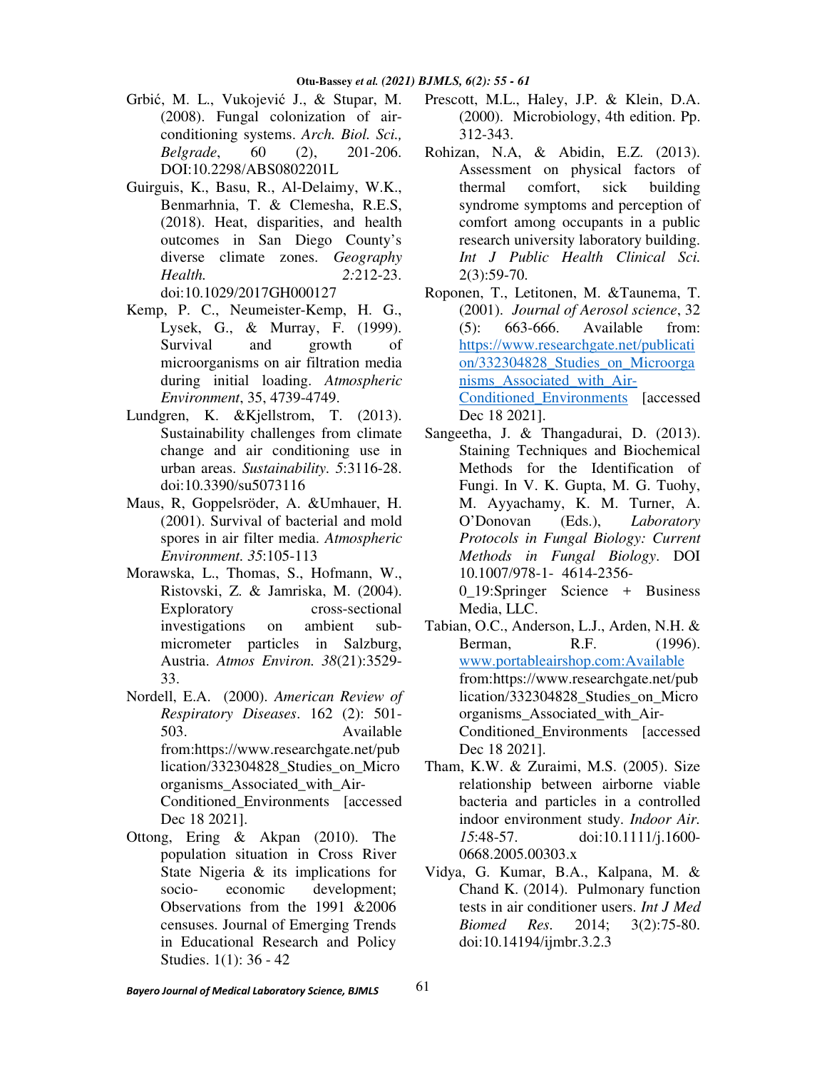Grbić, M. L., Vukojević J., & Stupar, M. (2008). Fungal colonization of air-conditioning systems. *Arch. Biol. Sci., Belgrade*, 60 (2), 201-206. DOI:10.2298/ABS0802201L

Guirguis, K., Basu, R., Al-Delaimy, W.K., Benmarhnia, T. & Clemesha, R.E.S, (2018). Heat, disparities, and health outcomes in San Diego County's diverse climate zones. *Geography Health. 2*:212-23. doi:10.1029/2017GH000127

Kemp, P. C., Neumeister-Kemp, H. G., Lysek, G., & Murray, F. (1999). Survival and growth of microorganisms on air filtration media during initial loading. *Atmospheric Environment*, 35, 4739-4749.

Lundgren, K. &Kjellstrom, T. (2013). Sustainability challenges from climate change and air conditioning use in urban areas. *Sustainability. 5*:3116-28. doi:10.3390/su5073116

Maus, R, Goppelsröder, A. &Umhauer, H. (2001). Survival of bacterial and mold spores in air filter media. *Atmospheric Environment. 35*:105-113

Morawska, L., Thomas, S., Hofmann, W., Ristovski, Z. & Jamriska, M. (2004). Exploratory cross-sectional investigations on ambient sub-micrometer particles in Salzburg, Austria. *Atmos Environ. 38*(21):3529-33.

Nordell, E.A. (2000). *American Review of Respiratory Diseases*. 162 (2): 501-503. Available from:https://www.researchgate.net/publication/332304828_Studies_on_Microorganisms_Associated_with_Air-Conditioned_Environments [accessed Dec 18 2021].

Ottong, Ering & Akpan (2010). The population situation in Cross River State Nigeria & its implications for socio- economic development; Observations from the 1991 &2006 censuses. Journal of Emerging Trends in Educational Research and Policy Studies. 1(1): 36 - 42

Prescott, M.L., Haley, J.P. & Klein, D.A. (2000). Microbiology, 4th edition. Pp. 312-343.

Rohizan, N.A, & Abidin, E.Z. (2013). Assessment on physical factors of thermal comfort, sick building syndrome symptoms and perception of comfort among occupants in a public research university laboratory building. *Int J Public Health Clinical Sci.* 2(3):59-70.

Roponen, T., Letitonen, M. &Taunema, T. (2001). *Journal of Aerosol science*, 32 (5): 663-666. Available from: https://www.researchgate.net/publication/332304828_Studies_on_Microorganisms_Associated_with_Air-Conditioned_Environments [accessed Dec 18 2021].

Sangeetha, J. & Thangadurai, D. (2013). Staining Techniques and Biochemical Methods for the Identification of Fungi. In V. K. Gupta, M. G. Tuohy, M. Ayyachamy, K. M. Turner, A. O'Donovan (Eds.), *Laboratory Protocols in Fungal Biology: Current Methods in Fungal Biology*. DOI 10.1007/978-1- 4614-2356-0_19:Springer Science + Business Media, LLC.

Tabian, O.C., Anderson, L.J., Arden, N.H. & Berman, R.F. (1996). www.portableairshop.com:Available from:https://www.researchgate.net/publication/332304828_Studies_on_Microorganisms_Associated_with_Air-Conditioned_Environments [accessed Dec 18 2021].

Tham, K.W. & Zuraimi, M.S. (2005). Size relationship between airborne viable bacteria and particles in a controlled indoor environment study. *Indoor Air. 15*:48-57. doi:10.1111/j.1600-0668.2005.00303.x

Vidya, G. Kumar, B.A., Kalpana, M. & Chand K. (2014). Pulmonary function tests in air conditioner users. *Int J Med Biomed Res.* 2014; 3(2):75-80. doi:10.14194/ijmbr.3.2.3